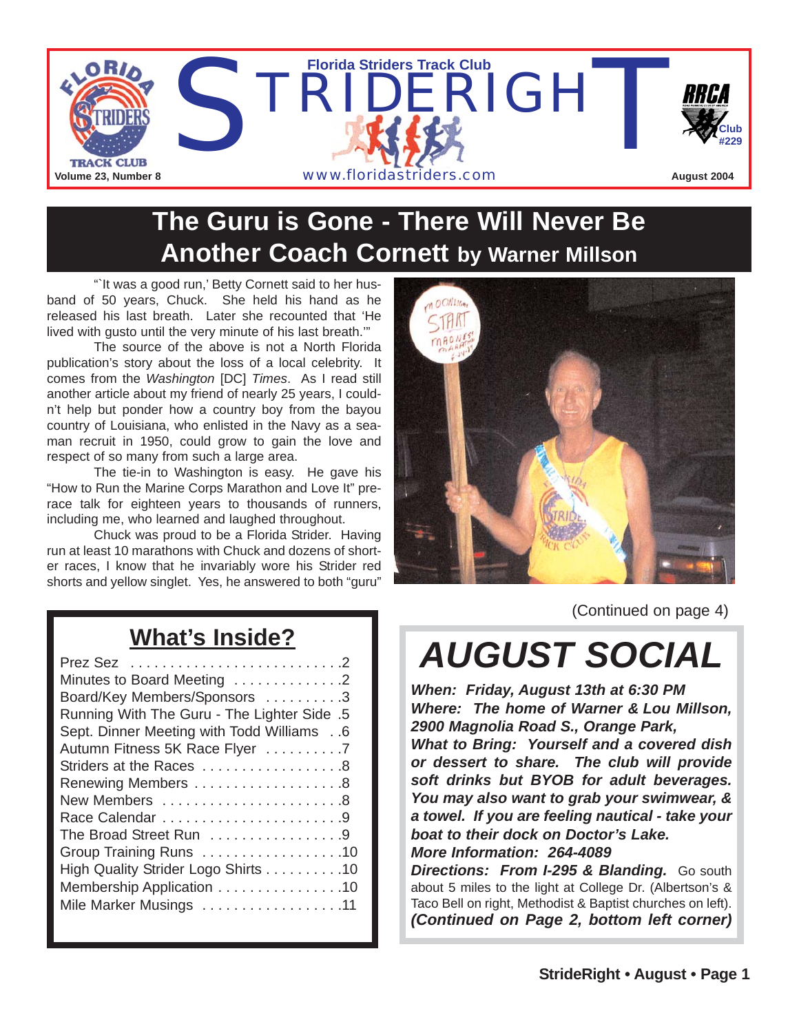# STRIDERIGHT

Florida Striders Track Club

www.floridastriders.com

Volume 23, Number 8 — August 2004

RRCA Club #229

## The Guru is Gone - There Will Never Be Another Coach Cornett by Warner Millson

"'It was a good run,' Betty Cornett said to her husband of 50 years, Chuck. She held his hand as he released his last breath. Later she recounted that 'He lived with gusto until the very minute of his last breath.'"

The source of the above is not a North Florida publication's story about the loss of a local celebrity. It comes from the *Washington* [DC] *Times*. As I read still another article about my friend of nearly 25 years, I couldn't help but ponder how a country boy from the bayou country of Louisiana, who enlisted in the Navy as a seaman recruit in 1950, could grow to gain the love and respect of so many from such a large area.

The tie-in to Washington is easy. He gave his "How to Run the Marine Corps Marathon and Love It" prerace talk for eighteen years to thousands of runners, including me, who learned and laughed throughout.

Chuck was proud to be a Florida Strider. Having run at least 10 marathons with Chuck and dozens of shorter races, I know that he invariably wore his Strider red shorts and yellow singlet. Yes, he answered to both "guru"

(Continued on page 4)

## What's Inside?

- Prez Sez . . . . . . . . . . . . . . . . . . . . . . . . . . .2
- Minutes to Board Meeting . . . . . . . . . . . . . .2
- Board/Key Members/Sponsors . . . . . . . . . .3
- Running With The Guru - The Lighter Side .5
- Sept. Dinner Meeting with Todd Williams . .6
- Autumn Fitness 5K Race Flyer . . . . . . . . . .7
- Striders at the Races . . . . . . . . . . . . . . . . . .8
- Renewing Members . . . . . . . . . . . . . . . . . . .8
- New Members . . . . . . . . . . . . . . . . . . . . . . .8
- Race Calendar . . . . . . . . . . . . . . . . . . . . . . .9
- The Broad Street Run . . . . . . . . . . . . . . . . .9
- Group Training Runs . . . . . . . . . . . . . . . . . .10
- High Quality Strider Logo Shirts . . . . . . . . . .10
- Membership Application . . . . . . . . . . . . . . . .10
- Mile Marker Musings . . . . . . . . . . . . . . . . . .11

## AUGUST SOCIAL

***When: Friday, August 13th at 6:30 PM***
***Where: The home of Warner & Lou Millson, 2900 Magnolia Road S., Orange Park,***
***What to Bring: Yourself and a covered dish or dessert to share. The club will provide soft drinks but BYOB for adult beverages. You may also want to grab your swimwear, & a towel. If you are feeling nautical - take your boat to their dock on Doctor's Lake.***
***More Information: 264-4089***
***Directions: From I-295 & Blanding.*** Go south about 5 miles to the light at College Dr. (Albertson's & Taco Bell on right, Methodist & Baptist churches on left).
***(Continued on Page 2, bottom left corner)***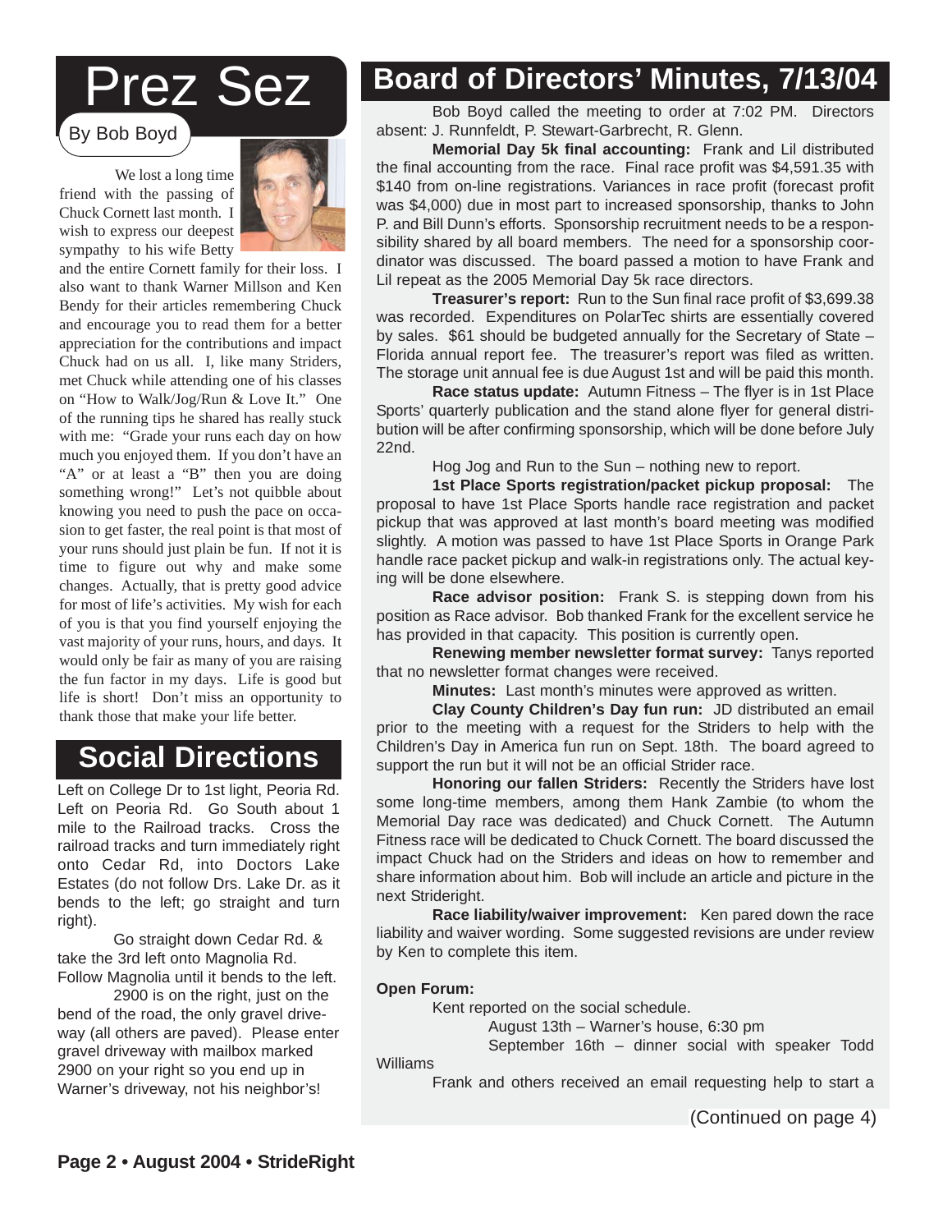# Prez Sez

By Bob Boyd

We lost a long time friend with the passing of Chuck Cornett last month. I wish to express our deepest sympathy to his wife Betty and the entire Cornett family for their loss. I also want to thank Warner Millson and Ken Bendy for their articles remembering Chuck and encourage you to read them for a better appreciation for the contributions and impact Chuck had on us all. I, like many Striders, met Chuck while attending one of his classes on "How to Walk/Jog/Run & Love It." One of the running tips he shared has really stuck with me: "Grade your runs each day on how much you enjoyed them. If you don't have an "A" or at least a "B" then you are doing something wrong!" Let's not quibble about knowing you need to push the pace on occasion to get faster, the real point is that most of your runs should just plain be fun. If not it is time to figure out why and make some changes. Actually, that is pretty good advice for most of life's activities. My wish for each of you is that you find yourself enjoying the vast majority of your runs, hours, and days. It would only be fair as many of you are raising the fun factor in my days. Life is good but life is short! Don't miss an opportunity to thank those that make your life better.

# Social Directions

Left on College Dr to 1st light, Peoria Rd. Left on Peoria Rd. Go South about 1 mile to the Railroad tracks. Cross the railroad tracks and turn immediately right onto Cedar Rd, into Doctors Lake Estates (do not follow Drs. Lake Dr. as it bends to the left; go straight and turn right).

Go straight down Cedar Rd. & take the 3rd left onto Magnolia Rd. Follow Magnolia until it bends to the left.

2900 is on the right, just on the bend of the road, the only gravel driveway (all others are paved). Please enter gravel driveway with mailbox marked 2900 on your right so you end up in Warner's driveway, not his neighbor's!

# Board of Directors' Minutes, 7/13/04

Bob Boyd called the meeting to order at 7:02 PM. Directors absent: J. Runnfeldt, P. Stewart-Garbrecht, R. Glenn.

**Memorial Day 5k final accounting:** Frank and Lil distributed the final accounting from the race. Final race profit was $4,591.35 with $140 from on-line registrations. Variances in race profit (forecast profit was $4,000) due in most part to increased sponsorship, thanks to John P. and Bill Dunn's efforts. Sponsorship recruitment needs to be a responsibility shared by all board members. The need for a sponsorship coordinator was discussed. The board passed a motion to have Frank and Lil repeat as the 2005 Memorial Day 5k race directors.

**Treasurer's report:** Run to the Sun final race profit of $3,699.38 was recorded. Expenditures on PolarTec shirts are essentially covered by sales. $61 should be budgeted annually for the Secretary of State – Florida annual report fee. The treasurer's report was filed as written. The storage unit annual fee is due August 1st and will be paid this month.

**Race status update:** Autumn Fitness – The flyer is in 1st Place Sports' quarterly publication and the stand alone flyer for general distribution will be after confirming sponsorship, which will be done before July 22nd.

Hog Jog and Run to the Sun – nothing new to report.

**1st Place Sports registration/packet pickup proposal:** The proposal to have 1st Place Sports handle race registration and packet pickup that was approved at last month's board meeting was modified slightly. A motion was passed to have 1st Place Sports in Orange Park handle race packet pickup and walk-in registrations only. The actual keying will be done elsewhere.

**Race advisor position:** Frank S. is stepping down from his position as Race advisor. Bob thanked Frank for the excellent service he has provided in that capacity. This position is currently open.

**Renewing member newsletter format survey:** Tanys reported that no newsletter format changes were received.

**Minutes:** Last month's minutes were approved as written.

**Clay County Children's Day fun run:** JD distributed an email prior to the meeting with a request for the Striders to help with the Children's Day in America fun run on Sept. 18th. The board agreed to support the run but it will not be an official Strider race.

**Honoring our fallen Striders:** Recently the Striders have lost some long-time members, among them Hank Zambie (to whom the Memorial Day race was dedicated) and Chuck Cornett. The Autumn Fitness race will be dedicated to Chuck Cornett. The board discussed the impact Chuck had on the Striders and ideas on how to remember and share information about him. Bob will include an article and picture in the next Strideright.

**Race liability/waiver improvement:** Ken pared down the race liability and waiver wording. Some suggested revisions are under review by Ken to complete this item.

**Open Forum:**

Kent reported on the social schedule.

August 13th – Warner's house, 6:30 pm

September 16th – dinner social with speaker Todd Williams

Frank and others received an email requesting help to start a

(Continued on page 4)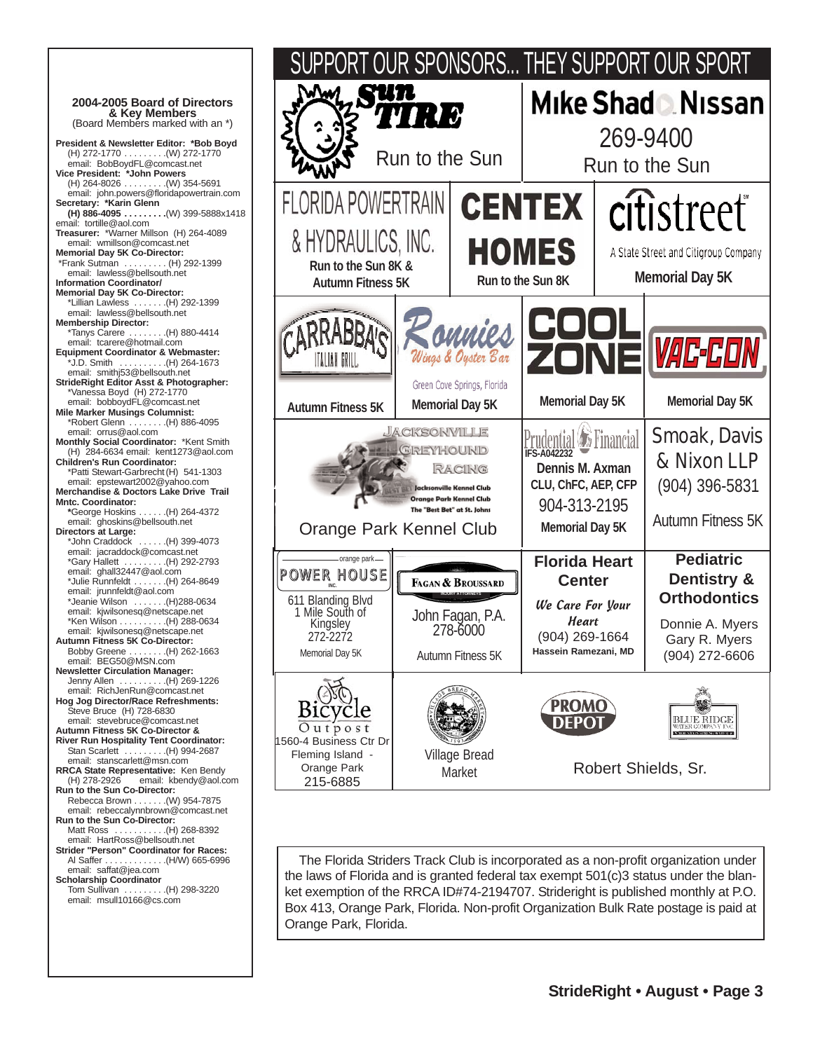## 2004-2005 Board of Directors & Key Members

(Board Members marked with an *)

**President & Newsletter Editor: *Bob Boyd**
(H) 272-1770 . . . . . . . . .(W) 272-1770
email: BobBoydFL@comcast.net

**Vice President: *John Powers**
(H) 264-8026 . . . . . . . . .(W) 354-5691
email: john.powers@floridapowertrain.com

**Secretary: *Karin Glenn**
**(H) 886-4095 . . . . . . . . .**(W) 399-5888x1418
email: tortille@aol.com

**Treasurer:** *Warner Millson (H) 264-4089
email: wmillson@comcast.net

**Memorial Day 5K Co-Director:**
*Frank Sutman . . . . . . . . . (H) 292-1399
email: lawless@bellsouth.net

**Information Coordinator/ Memorial Day 5K Co-Director:**
*Lillian Lawless . . . . . . .(H) 292-1399
email: lawless@bellsouth.net

**Membership Director:**
*Tanys Carere . . . . . . . .(H) 880-4414
email: tcarere@hotmail.com

**Equipment Coordinator & Webmaster:**
*J.D. Smith . . . . . . . . . .(H) 264-1673
email: smithj53@bellsouth.net

**StrideRight Editor Asst & Photographer:**
*Vanessa Boyd (H) 272-1770
email: bobboydFL@comcast.net

**Mile Marker Musings Columnist:**
*Robert Glenn . . . . . . . .(H) 886-4095
email: orrus@aol.com

**Monthly Social Coordinator:** *Kent Smith
(H) 284-6634 email: kent1273@aol.com

**Children's Run Coordinator:**
*Patti Stewart-Garbrecht (H) 541-1303
email: epstewart2002@yahoo.com

**Merchandise & Doctors Lake Drive Trail Mntc. Coordinator:**
*George Hoskins . . . . . .(H) 264-4372
email: ghoskins@bellsouth.net

**Directors at Large:**
*John Craddock . . . . . .(H) 399-4073
email: jacraddock@comcast.net
*Gary Hallett . . . . . . . . .(H) 292-2793
email: ghall32447@aol.com
*Julie Runnfeldt . . . . . . .(H) 264-8649
email: jrunnfeldt@aol.com
*Jeanie Wilson . . . . . . .(H)288-0634
email: kjwilsonesq@netscape.net
*Ken Wilson . . . . . . . . . .(H) 288-0634
email: kjwilsonesq@netscape.net

**Autumn Fitness 5K Co-Director:**
Bobby Greene . . . . . . . .(H) 262-1663
email: BEG50@MSN.com

**Newsletter Circulation Manager:**
Jenny Allen . . . . . . . . . .(H) 269-1226
email: RichJenRun@comcast.net

**Hog Jog Director/Race Refreshments:**
Steve Bruce (H) 728-6830
email: stevebruce@comcast.net

**Autumn Fitness 5K Co-Director & River Run Hospitality Tent Coordinator:**
Stan Scarlett . . . . . . . . .(H) 994-2687
email: stanscarlett@msn.com

**RRCA State Representative:** Ken Bendy
(H) 278-2926 email: kbendy@aol.com

**Run to the Sun Co-Director:**
Rebecca Brown . . . . . . .(W) 954-7875
email: rebeccalynnbrown@comcast.net

**Run to the Sun Co-Director:**
Matt Ross . . . . . . . . . . .(H) 268-8392
email: HartRoss@bellsouth.net

**Strider "Person" Coordinator for Races:**
Al Saffer . . . . . . . . . . . . .(H/W) 665-6996
email: saffat@jea.com

**Scholarship Coordinator**
Tom Sullivan . . . . . . . . .(H) 298-3220
email: msull10166@cs.com

# SUPPORT OUR SPONSORS... THEY SUPPORT OUR SPORT

**Sun Tire** — Run to the Sun

**Mike Shad Nissan** — 269-9400 — Run to the Sun

**Florida Powertrain & Hydraulics, Inc.** — Run to the Sun 8K & Autumn Fitness 5K

**Centex Homes** — Run to the Sun 8K

**citistreet** — A State Street and Citigroup Company — Memorial Day 5K

**Carrabba's Italian Grill** — Autumn Fitness 5K

**Ronnies Wings & Oyster Bar** — Green Cove Springs, Florida — Memorial Day 5K

**Cool Zone** — Memorial Day 5K

**Vac-Con** — Memorial Day 5K

**Jacksonville Greyhound Racing** — Jacksonville Kennel Club, Orange Park Kennel Club, The "Best Bet" at St. Johns — Orange Park Kennel Club

**Prudential Financial** — IFS-A042232 — Dennis M. Axman, CLU, ChFC, AEP, CFP — 904-313-2195 — Memorial Day 5K

**Smoak, Davis & Nixon LLP** — (904) 396-5831 — Autumn Fitness 5K

**orange park Power House Inc.** — 611 Blanding Blvd, 1 Mile South of Kingsley, 272-2272 — Memorial Day 5K

**Fagan & Broussard** — John Fagan, P.A. 278-6000 — Autumn Fitness 5K

**Florida Heart Center** — We Care For Your Heart — (904) 269-1664 — Hassein Ramezani, MD

**Pediatric Dentistry & Orthodontics** — Donnie A. Myers, Gary R. Myers — (904) 272-6606

**Bicycle Outpost** — 1560-4 Business Ctr Dr, Fleming Island - Orange Park, 215-6885

**Village Bread Market**

**Promo Depot**

**Blue Ridge Water Company Inc.**

Robert Shields, Sr.

The Florida Striders Track Club is incorporated as a non-profit organization under the laws of Florida and is granted federal tax exempt 501(c)3 status under the blanket exemption of the RRCA ID#74-2194707. Strideright is published monthly at P.O. Box 413, Orange Park, Florida. Non-profit Organization Bulk Rate postage is paid at Orange Park, Florida.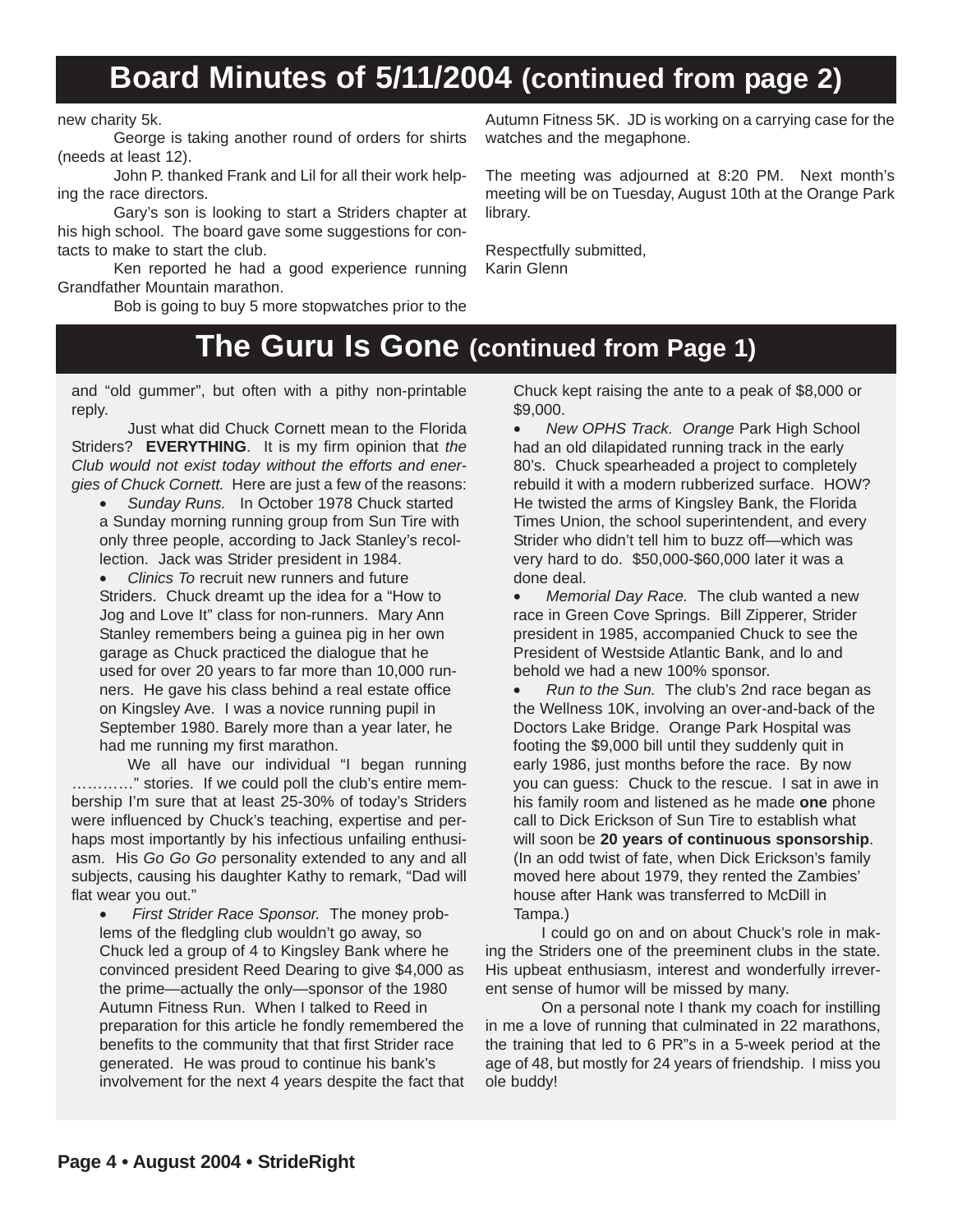# Board Minutes of 5/11/2004 (continued from page 2)

new charity 5k.

George is taking another round of orders for shirts (needs at least 12).

John P. thanked Frank and Lil for all their work helping the race directors.

Gary's son is looking to start a Striders chapter at his high school. The board gave some suggestions for contacts to make to start the club.

Ken reported he had a good experience running Grandfather Mountain marathon.

Bob is going to buy 5 more stopwatches prior to the Autumn Fitness 5K. JD is working on a carrying case for the watches and the megaphone.

The meeting was adjourned at 8:20 PM. Next month's meeting will be on Tuesday, August 10th at the Orange Park library.

Respectfully submitted,
Karin Glenn

# The Guru Is Gone (continued from Page 1)

and "old gummer", but often with a pithy non-printable reply.

Just what did Chuck Cornett mean to the Florida Striders? **EVERYTHING**. It is my firm opinion that *the Club would not exist today without the efforts and energies of Chuck Cornett.* Here are just a few of the reasons:

- *Sunday Runs.* In October 1978 Chuck started a Sunday morning running group from Sun Tire with only three people, according to Jack Stanley's recollection. Jack was Strider president in 1984.
- *Clinics To* recruit new runners and future Striders. Chuck dreamt up the idea for a "How to Jog and Love It" class for non-runners. Mary Ann Stanley remembers being a guinea pig in her own garage as Chuck practiced the dialogue that he used for over 20 years to far more than 10,000 runners. He gave his class behind a real estate office on Kingsley Ave. I was a novice running pupil in September 1980. Barely more than a year later, he had me running my first marathon.

We all have our individual "I began running …………" stories. If we could poll the club's entire membership I'm sure that at least 25-30% of today's Striders were influenced by Chuck's teaching, expertise and perhaps most importantly by his infectious unfailing enthusiasm. His *Go Go Go* personality extended to any and all subjects, causing his daughter Kathy to remark, "Dad will flat wear you out."

- *First Strider Race Sponsor.* The money problems of the fledgling club wouldn't go away, so Chuck led a group of 4 to Kingsley Bank where he convinced president Reed Dearing to give $4,000 as the prime—actually the only—sponsor of the 1980 Autumn Fitness Run. When I talked to Reed in preparation for this article he fondly remembered the benefits to the community that that first Strider race generated. He was proud to continue his bank's involvement for the next 4 years despite the fact that Chuck kept raising the ante to a peak of $8,000 or $9,000.
- *New OPHS Track. Orange* Park High School had an old dilapidated running track in the early 80's. Chuck spearheaded a project to completely rebuild it with a modern rubberized surface. HOW? He twisted the arms of Kingsley Bank, the Florida Times Union, the school superintendent, and every Strider who didn't tell him to buzz off—which was very hard to do. $50,000-$60,000 later it was a done deal.
- *Memorial Day Race.* The club wanted a new race in Green Cove Springs. Bill Zipperer, Strider president in 1985, accompanied Chuck to see the President of Westside Atlantic Bank, and lo and behold we had a new 100% sponsor.
- *Run to the Sun.* The club's 2nd race began as the Wellness 10K, involving an over-and-back of the Doctors Lake Bridge. Orange Park Hospital was footing the $9,000 bill until they suddenly quit in early 1986, just months before the race. By now you can guess: Chuck to the rescue. I sat in awe in his family room and listened as he made **one** phone call to Dick Erickson of Sun Tire to establish what will soon be **20 years of continuous sponsorship**. (In an odd twist of fate, when Dick Erickson's family moved here about 1979, they rented the Zambies' house after Hank was transferred to McDill in Tampa.)

I could go on and on about Chuck's role in making the Striders one of the preeminent clubs in the state. His upbeat enthusiasm, interest and wonderfully irreverent sense of humor will be missed by many.

On a personal note I thank my coach for instilling in me a love of running that culminated in 22 marathons, the training that led to 6 PR"s in a 5-week period at the age of 48, but mostly for 24 years of friendship. I miss you ole buddy!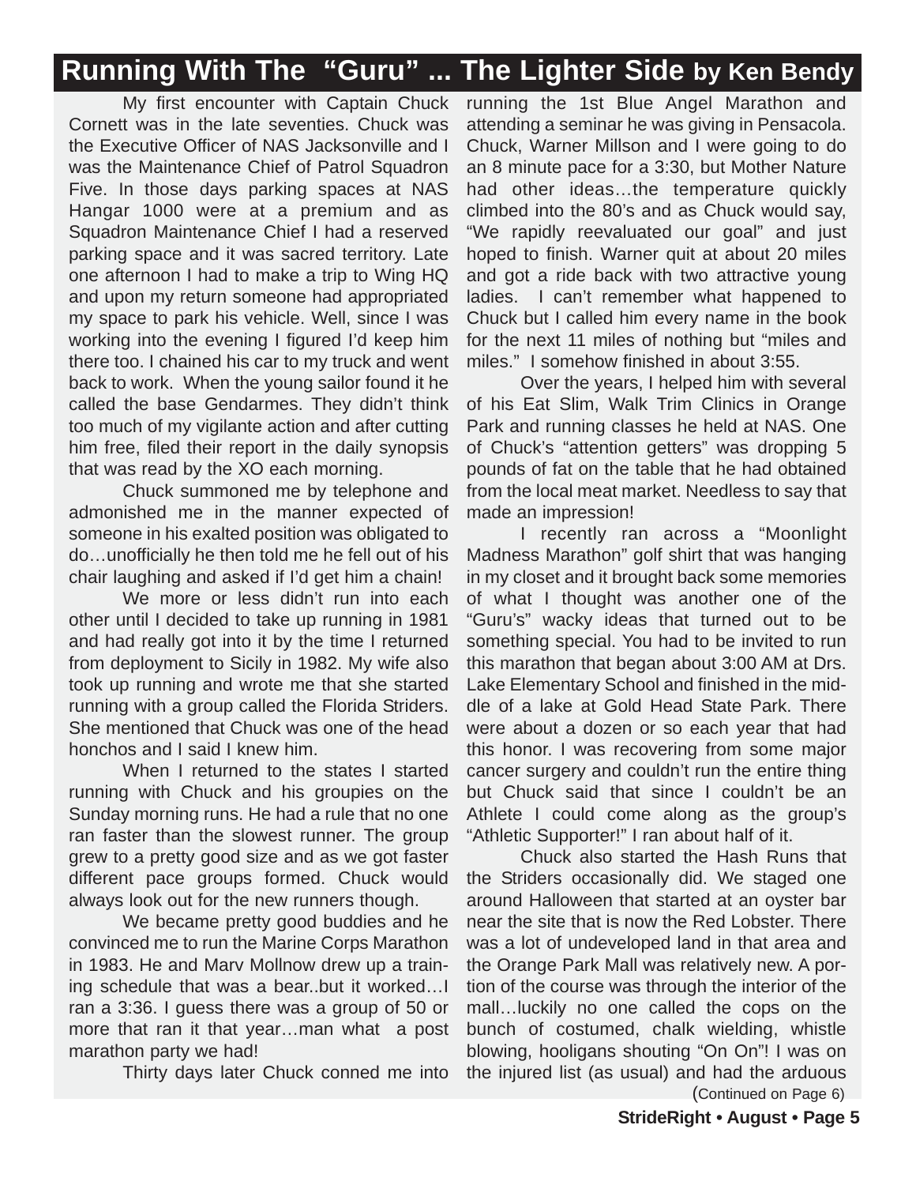# Running With The "Guru" ... The Lighter Side by Ken Bendy

My first encounter with Captain Chuck Cornett was in the late seventies. Chuck was the Executive Officer of NAS Jacksonville and I was the Maintenance Chief of Patrol Squadron Five. In those days parking spaces at NAS Hangar 1000 were at a premium and as Squadron Maintenance Chief I had a reserved parking space and it was sacred territory. Late one afternoon I had to make a trip to Wing HQ and upon my return someone had appropriated my space to park his vehicle. Well, since I was working into the evening I figured I'd keep him there too. I chained his car to my truck and went back to work. When the young sailor found it he called the base Gendarmes. They didn't think too much of my vigilante action and after cutting him free, filed their report in the daily synopsis that was read by the XO each morning.

Chuck summoned me by telephone and admonished me in the manner expected of someone in his exalted position was obligated to do…unofficially he then told me he fell out of his chair laughing and asked if I'd get him a chain!

We more or less didn't run into each other until I decided to take up running in 1981 and had really got into it by the time I returned from deployment to Sicily in 1982. My wife also took up running and wrote me that she started running with a group called the Florida Striders. She mentioned that Chuck was one of the head honchos and I said I knew him.

When I returned to the states I started running with Chuck and his groupies on the Sunday morning runs. He had a rule that no one ran faster than the slowest runner. The group grew to a pretty good size and as we got faster different pace groups formed. Chuck would always look out for the new runners though.

We became pretty good buddies and he convinced me to run the Marine Corps Marathon in 1983. He and Marv Mollnow drew up a training schedule that was a bear..but it worked…I ran a 3:36. I guess there was a group of 50 or more that ran it that year…man what a post marathon party we had!

Thirty days later Chuck conned me into running the 1st Blue Angel Marathon and attending a seminar he was giving in Pensacola. Chuck, Warner Millson and I were going to do an 8 minute pace for a 3:30, but Mother Nature had other ideas…the temperature quickly climbed into the 80's and as Chuck would say, "We rapidly reevaluated our goal" and just hoped to finish. Warner quit at about 20 miles and got a ride back with two attractive young ladies. I can't remember what happened to Chuck but I called him every name in the book for the next 11 miles of nothing but "miles and miles." I somehow finished in about 3:55.

Over the years, I helped him with several of his Eat Slim, Walk Trim Clinics in Orange Park and running classes he held at NAS. One of Chuck's "attention getters" was dropping 5 pounds of fat on the table that he had obtained from the local meat market. Needless to say that made an impression!

I recently ran across a "Moonlight Madness Marathon" golf shirt that was hanging in my closet and it brought back some memories of what I thought was another one of the "Guru's" wacky ideas that turned out to be something special. You had to be invited to run this marathon that began about 3:00 AM at Drs. Lake Elementary School and finished in the middle of a lake at Gold Head State Park. There were about a dozen or so each year that had this honor. I was recovering from some major cancer surgery and couldn't run the entire thing but Chuck said that since I couldn't be an Athlete I could come along as the group's "Athletic Supporter!" I ran about half of it.

Chuck also started the Hash Runs that the Striders occasionally did. We staged one around Halloween that started at an oyster bar near the site that is now the Red Lobster. There was a lot of undeveloped land in that area and the Orange Park Mall was relatively new. A portion of the course was through the interior of the mall…luckily no one called the cops on the bunch of costumed, chalk wielding, whistle blowing, hooligans shouting "On On"! I was on the injured list (as usual) and had the arduous

(Continued on Page 6)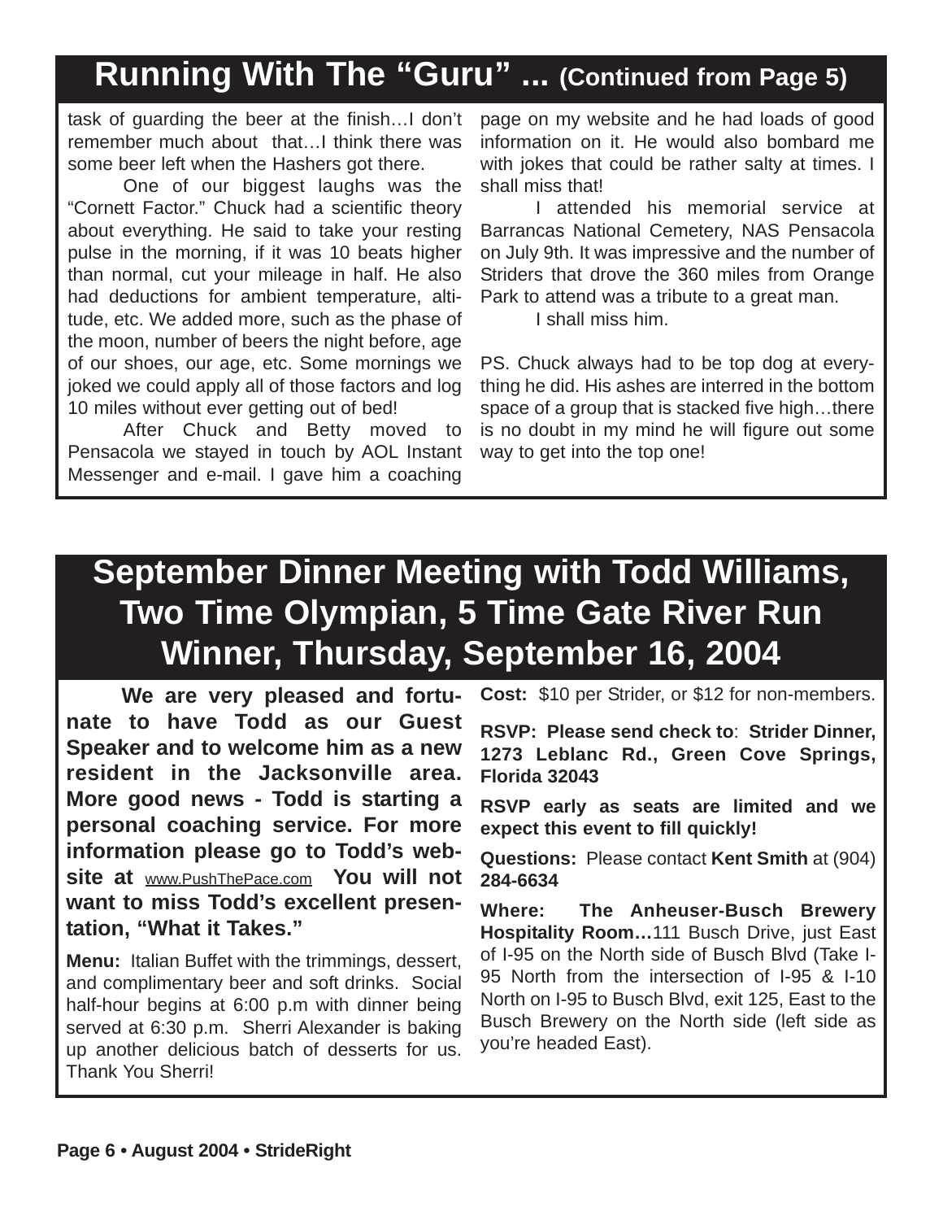## Running With The "Guru" ... (Continued from Page 5)

task of guarding the beer at the finish…I don't remember much about that…I think there was some beer left when the Hashers got there.

One of our biggest laughs was the "Cornett Factor." Chuck had a scientific theory about everything. He said to take your resting pulse in the morning, if it was 10 beats higher than normal, cut your mileage in half. He also had deductions for ambient temperature, altitude, etc. We added more, such as the phase of the moon, number of beers the night before, age of our shoes, our age, etc. Some mornings we joked we could apply all of those factors and log 10 miles without ever getting out of bed!

After Chuck and Betty moved to Pensacola we stayed in touch by AOL Instant Messenger and e-mail. I gave him a coaching page on my website and he had loads of good information on it. He would also bombard me with jokes that could be rather salty at times. I shall miss that!

I attended his memorial service at Barrancas National Cemetery, NAS Pensacola on July 9th. It was impressive and the number of Striders that drove the 360 miles from Orange Park to attend was a tribute to a great man.

I shall miss him.

PS. Chuck always had to be top dog at everything he did. His ashes are interred in the bottom space of a group that is stacked five high…there is no doubt in my mind he will figure out some way to get into the top one!

## September Dinner Meeting with Todd Williams, Two Time Olympian, 5 Time Gate River Run Winner, Thursday, September 16, 2004

**We are very pleased and fortunate to have Todd as our Guest Speaker and to welcome him as a new resident in the Jacksonville area. More good news - Todd is starting a personal coaching service. For more information please go to Todd's website at** www.PushThePace.com **You will not want to miss Todd's excellent presentation, "What it Takes."**

**Menu:** Italian Buffet with the trimmings, dessert, and complimentary beer and soft drinks. Social half-hour begins at 6:00 p.m with dinner being served at 6:30 p.m. Sherri Alexander is baking up another delicious batch of desserts for us. Thank You Sherri!

**Cost:** $10 per Strider, or $12 for non-members.

**RSVP: Please send check to**: **Strider Dinner, 1273 Leblanc Rd., Green Cove Springs, Florida 32043**

**RSVP early as seats are limited and we expect this event to fill quickly!**

**Questions:** Please contact **Kent Smith** at (904) **284-6634**

**Where: The Anheuser-Busch Brewery Hospitality Room…**111 Busch Drive, just East of I-95 on the North side of Busch Blvd (Take I-95 North from the intersection of I-95 & I-10 North on I-95 to Busch Blvd, exit 125, East to the Busch Brewery on the North side (left side as you're headed East).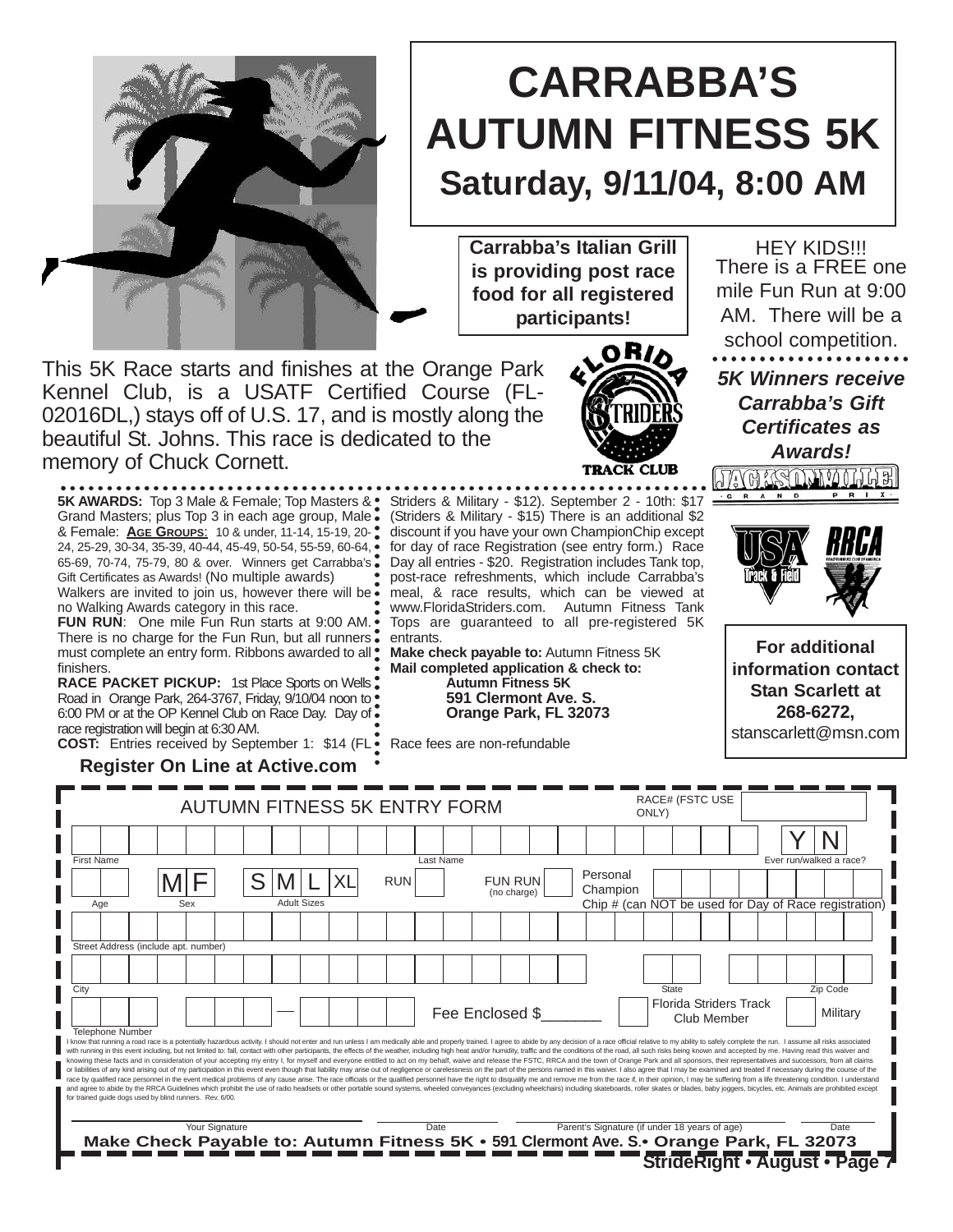# CARRABBA'S AUTUMN FITNESS 5K

## Saturday, 9/11/04, 8:00 AM

**Carrabba's Italian Grill is providing post race food for all registered participants!**

HEY KIDS!!! There is a FREE one mile Fun Run at 9:00 AM. There will be a school competition.

***5K Winners receive Carrabba's Gift Certificates as Awards!***

This 5K Race starts and finishes at the Orange Park Kennel Club, is a USATF Certified Course (FL-02016DL,) stays off of U.S. 17, and is mostly along the beautiful St. Johns. This race is dedicated to the memory of Chuck Cornett.

FLORIDA STRIDERS TRACK CLUB

JACKSONVILLE GRAND PRIX

USA Track & Field

RRCA ROAD RUNNERS CLUB OF AMERICA

**5K AWARDS:** Top 3 Male & Female; Top Masters & Grand Masters; plus Top 3 in each age group, Male & Female: **AGE GROUPS**: 10 & under, 11-14, 15-19, 20-24, 25-29, 30-34, 35-39, 40-44, 45-49, 50-54, 55-59, 60-64, 65-69, 70-74, 75-79, 80 & over. Winners get Carrabba's Gift Certificates as Awards! (No multiple awards) Walkers are invited to join us, however there will be no Walking Awards category in this race.

**FUN RUN**: One mile Fun Run starts at 9:00 AM. There is no charge for the Fun Run, but all runners must complete an entry form. Ribbons awarded to all finishers.

**RACE PACKET PICKUP:** 1st Place Sports on Wells Road in Orange Park, 264-3767, Friday, 9/10/04 noon to 6:00 PM or at the OP Kennel Club on Race Day. Day of race registration will begin at 6:30 AM.

**COST:** Entries received by September 1: $14 (FL Striders & Military - $12). September 2 - 10th: $17 (Striders & Military - $15) There is an additional $2 discount if you have your own ChampionChip except for day of race Registration (see entry form.) Race Day all entries - $20. Registration includes Tank top, post-race refreshments, which include Carrabba's meal, & race results, which can be viewed at www.FloridaStriders.com. Autumn Fitness Tank Tops are guaranteed to all pre-registered 5K entrants.

**Make check payable to:** Autumn Fitness 5K

**Mail completed application & check to:**

**Autumn Fitness 5K**
**591 Clermont Ave. S.**
**Orange Park, FL 32073**

Race fees are non-refundable

**Register On Line at Active.com**

**For additional information contact Stan Scarlett at 268-6272,** stanscarlett@msn.com

---

## AUTUMN FITNESS 5K ENTRY FORM

RACE# (FSTC USE ONLY) ______

First Name ______ Last Name ______ Ever run/walked a race? Y N

Age ______ Sex M F Adult Sizes S M L XL RUN ☐ FUN RUN (no charge) ☐ Personal Champion Chip # (can NOT be used for Day of Race registration) ______

Street Address (include apt. number) ______

City ______ State ______ Zip Code ______

Telephone Number ______ — ______ Fee Enclosed $_______ ☐ Florida Striders Track Club Member ☐ Military

I know that running a road race is a potentially hazardous activity. I should not enter and run unless I am medically able and properly trained. I agree to abide by any decision of a race official relative to my ability to safely complete the run. I assume all risks associated with running in this event including, but not limited to: fall, contact with other participants, the effects of the weather, including high heat and/or humidity, traffic and the conditions of the road, all such risks being known and accepted by me. Having read this waiver and knowing these facts and in consideration of your accepting my entry I, for myself and everyone entitled to act on my behalf, waive and release the FSTC, RRCA and the town of Orange Park and all sponsors, their representatives and successors, from all claims or liabilities of any kind arising out of my participation in this event even though that liability may arise out of negligence or carelessness on the part of the persons named in this waiver. I also agree that I may be examined and treated if necessary during the course of the race by qualified race personnel in the event medical problems of any cause arise. The race officials or the qualified personnel have the right to disqualify me and remove me from the race if, in their opinion, I may be suffering from a life threatening condition. I understand and agree to abide by the RRCA Guidelines which prohibit the use of radio headsets or other portable sound systems, wheeled conveyances (excluding wheelchairs) including skateboards, roller skates or blades, baby joggers, bicycles, etc. Animals are prohibited except for trained guide dogs used by blind runners. Rev. 6/00.

Your Signature ______ Date ______ Parent's Signature (if under 18 years of age) ______ Date ______

**Make Check Payable to: Autumn Fitness 5K • 591 Clermont Ave. S.• Orange Park, FL 32073**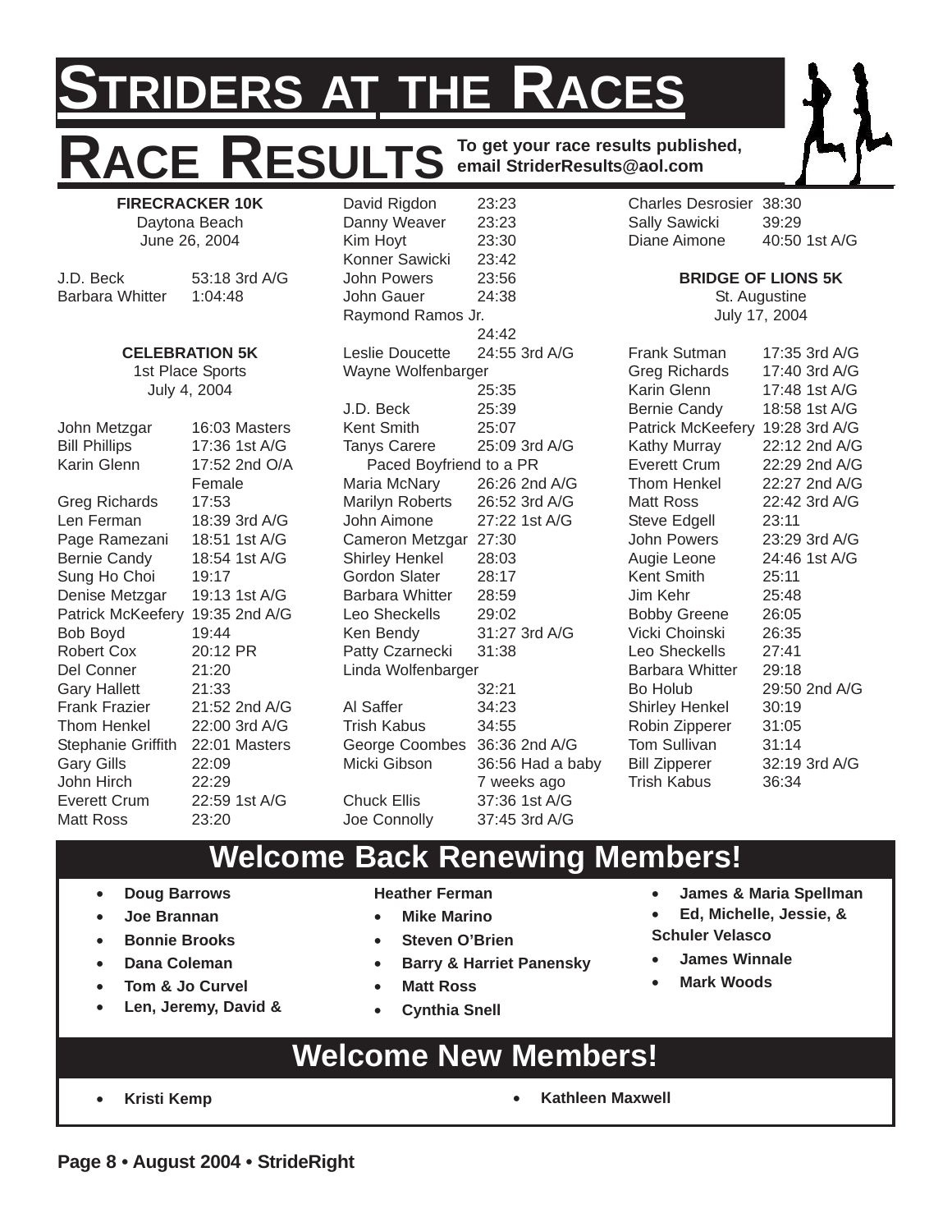# STRIDERS AT THE RACES

# RACE RESULTS

**To get your race results published, email StriderResults@aol.com**

### FIRECRACKER 10K

Daytona Beach
June 26, 2004

| Name | Time |
|---|---|
| J.D. Beck | 53:18 3rd A/G |
| Barbara Whitter | 1:04:48 |

### CELEBRATION 5K

1st Place Sports
July 4, 2004

| Name | Time |
|---|---|
| John Metzgar | 16:03 Masters |
| Bill Phillips | 17:36 1st A/G |
| Karin Glenn | 17:52 2nd O/A Female |
| Greg Richards | 17:53 |
| Len Ferman | 18:39 3rd A/G |
| Page Ramezani | 18:51 1st A/G |
| Bernie Candy | 18:54 1st A/G |
| Sung Ho Choi | 19:17 |
| Denise Metzgar | 19:13 1st A/G |
| Patrick McKeefery | 19:35 2nd A/G |
| Bob Boyd | 19:44 |
| Robert Cox | 20:12 PR |
| Del Conner | 21:20 |
| Gary Hallett | 21:33 |
| Frank Frazier | 21:52 2nd A/G |
| Thom Henkel | 22:00 3rd A/G |
| Stephanie Griffith | 22:01 Masters |
| Gary Gills | 22:09 |
| John Hirch | 22:29 |
| Everett Crum | 22:59 1st A/G |
| Matt Ross | 23:20 |
| David Rigdon | 23:23 |
| Danny Weaver | 23:23 |
| Kim Hoyt | 23:30 |
| Konner Sawicki | 23:42 |
| John Powers | 23:56 |
| John Gauer | 24:38 |
| Raymond Ramos Jr. | 24:42 |
| Leslie Doucette | 24:55 3rd A/G |
| Wayne Wolfenbarger | 25:35 |
| J.D. Beck | 25:39 |
| Kent Smith | 25:07 |
| Tanys Carere | 25:09 3rd A/G |
| Paced Boyfriend to a PR | |
| Maria McNary | 26:26 2nd A/G |
| Marilyn Roberts | 26:52 3rd A/G |
| John Aimone | 27:22 1st A/G |
| Cameron Metzgar | 27:30 |
| Shirley Henkel | 28:03 |
| Gordon Slater | 28:17 |
| Barbara Whitter | 28:59 |
| Leo Sheckells | 29:02 |
| Ken Bendy | 31:27 3rd A/G |
| Patty Czarnecki | 31:38 |
| Linda Wolfenbarger | 32:21 |
| Al Saffer | 34:23 |
| Trish Kabus | 34:55 |
| George Coombes | 36:36 2nd A/G |
| Micki Gibson | 36:56 Had a baby 7 weeks ago |
| Chuck Ellis | 37:36 1st A/G |
| Joe Connolly | 37:45 3rd A/G |
| Charles Desrosier | 38:30 |
| Sally Sawicki | 39:29 |
| Diane Aimone | 40:50 1st A/G |

### BRIDGE OF LIONS 5K

St. Augustine
July 17, 2004

| Name | Time |
|---|---|
| Frank Sutman | 17:35 3rd A/G |
| Greg Richards | 17:40 3rd A/G |
| Karin Glenn | 17:48 1st A/G |
| Bernie Candy | 18:58 1st A/G |
| Patrick McKeefery | 19:28 3rd A/G |
| Kathy Murray | 22:12 2nd A/G |
| Everett Crum | 22:29 2nd A/G |
| Thom Henkel | 22:27 2nd A/G |
| Matt Ross | 22:42 3rd A/G |
| Steve Edgell | 23:11 |
| John Powers | 23:29 3rd A/G |
| Augie Leone | 24:46 1st A/G |
| Kent Smith | 25:11 |
| Jim Kehr | 25:48 |
| Bobby Greene | 26:05 |
| Vicki Choinski | 26:35 |
| Leo Sheckells | 27:41 |
| Barbara Whitter | 29:18 |
| Bo Holub | 29:50 2nd A/G |
| Shirley Henkel | 30:19 |
| Robin Zipperer | 31:05 |
| Tom Sullivan | 31:14 |
| Bill Zipperer | 32:19 3rd A/G |
| Trish Kabus | 36:34 |

## Welcome Back Renewing Members!

- **Doug Barrows**
- **Joe Brannan**
- **Bonnie Brooks**
- **Dana Coleman**
- **Tom & Jo Curvel**
- **Len, Jeremy, David & Heather Ferman**
- **Mike Marino**
- **Steven O'Brien**
- **Barry & Harriet Panensky**
- **Matt Ross**
- **Cynthia Snell**
- **James & Maria Spellman**
- **Ed, Michelle, Jessie, & Schuler Velasco**
- **James Winnale**
- **Mark Woods**

## Welcome New Members!

- **Kristi Kemp**
- **Kathleen Maxwell**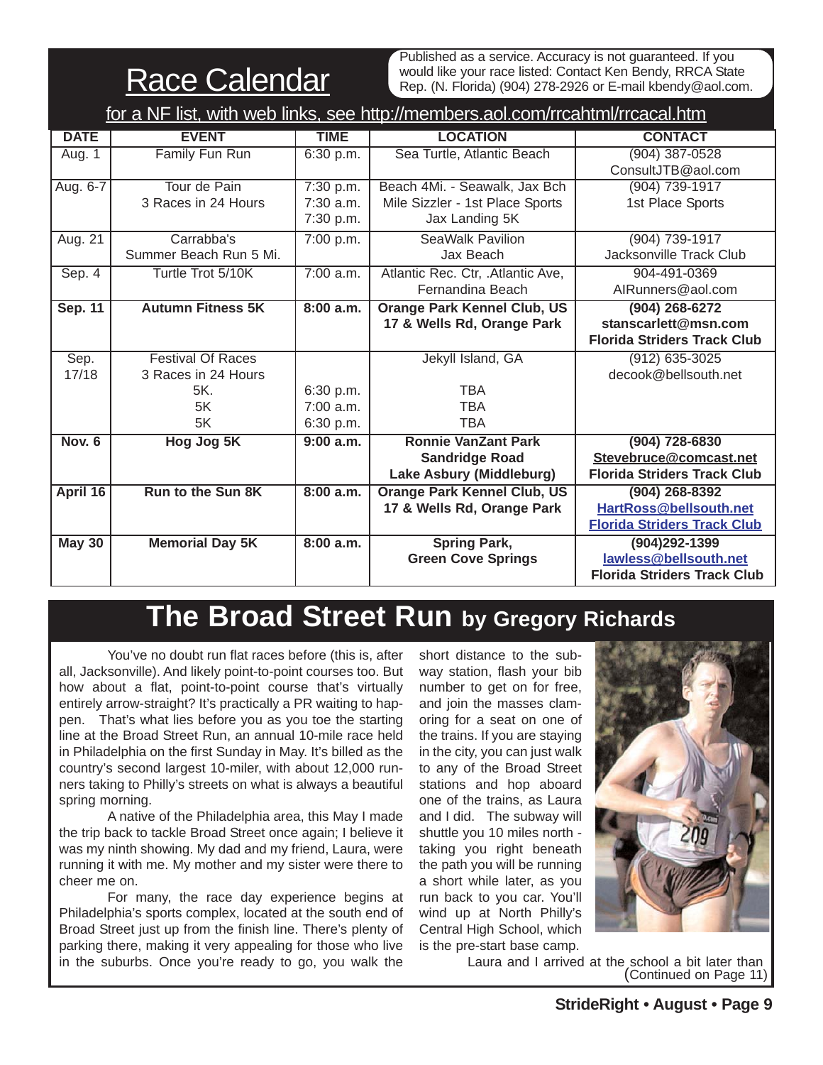# Race Calendar

Published as a service. Accuracy is not guaranteed. If you would like your race listed: Contact Ken Bendy, RRCA State Rep. (N. Florida) (904) 278-2926 or E-mail kbendy@aol.com.

for a NF list, with web links, see http://members.aol.com/rrcahtml/rrcacal.htm

| DATE | EVENT | TIME | LOCATION | CONTACT |
|---|---|---|---|---|
| Aug. 1 | Family Fun Run | 6:30 p.m. | Sea Turtle, Atlantic Beach | (904) 387-0528<br>ConsultJTB@aol.com |
| Aug. 6-7 | Tour de Pain<br>3 Races in 24 Hours | 7:30 p.m.<br>7:30 a.m.<br>7:30 p.m. | Beach 4Mi. - Seawalk, Jax Bch<br>Mile Sizzler - 1st Place Sports<br>Jax Landing 5K | (904) 739-1917<br>1st Place Sports |
| Aug. 21 | Carrabba's<br>Summer Beach Run 5 Mi. | 7:00 p.m. | SeaWalk Pavilion<br>Jax Beach | (904) 739-1917<br>Jacksonville Track Club |
| Sep. 4 | Turtle Trot 5/10K | 7:00 a.m. | Atlantic Rec. Ctr, .Atlantic Ave,<br>Fernandina Beach | 904-491-0369<br>AIRunners@aol.com |
| **Sep. 11** | **Autumn Fitness 5K** | **8:00 a.m.** | **Orange Park Kennel Club, US 17 & Wells Rd, Orange Park** | **(904) 268-6272<br>stanscarlett@msn.com<br>Florida Striders Track Club** |
| Sep. 17/18 | Festival Of Races<br>3 Races in 24 Hours<br>5K.<br>5K<br>5K | <br><br>6:30 p.m.<br>7:00 a.m.<br>6:30 p.m. | Jekyll Island, GA<br><br>TBA<br>TBA<br>TBA | (912) 635-3025<br>decook@bellsouth.net |
| **Nov. 6** | **Hog Jog 5K** | **9:00 a.m.** | **Ronnie VanZant Park<br>Sandridge Road<br>Lake Asbury (Middleburg)** | **(904) 728-6830<br>Stevebruce@comcast.net<br>Florida Striders Track Club** |
| **April 16** | **Run to the Sun 8K** | **8:00 a.m.** | **Orange Park Kennel Club, US 17 & Wells Rd, Orange Park** | **(904) 268-8392<br>HartRoss@bellsouth.net<br>Florida Striders Track Club** |
| **May 30** | **Memorial Day 5K** | **8:00 a.m.** | **Spring Park,<br>Green Cove Springs** | **(904)292-1399<br>lawless@bellsouth.net<br>Florida Striders Track Club** |

# The Broad Street Run by Gregory Richards

You've no doubt run flat races before (this is, after all, Jacksonville). And likely point-to-point courses too. But how about a flat, point-to-point course that's virtually entirely arrow-straight? It's practically a PR waiting to happen. That's what lies before you as you toe the starting line at the Broad Street Run, an annual 10-mile race held in Philadelphia on the first Sunday in May. It's billed as the country's second largest 10-miler, with about 12,000 runners taking to Philly's streets on what is always a beautiful spring morning.

A native of the Philadelphia area, this May I made the trip back to tackle Broad Street once again; I believe it was my ninth showing. My dad and my friend, Laura, were running it with me. My mother and my sister were there to cheer me on.

For many, the race day experience begins at Philadelphia's sports complex, located at the south end of Broad Street just up from the finish line. There's plenty of parking there, making it very appealing for those who live in the suburbs. Once you're ready to go, you walk the short distance to the subway station, flash your bib number to get on for free, and join the masses clamoring for a seat on one of the trains. If you are staying in the city, you can just walk to any of the Broad Street stations and hop aboard one of the trains, as Laura and I did. The subway will shuttle you 10 miles north - taking you right beneath the path you will be running a short while later, as you run back to you car. You'll wind up at North Philly's Central High School, which is the pre-start base camp.

Laura and I arrived at the school a bit later than

(Continued on Page 11)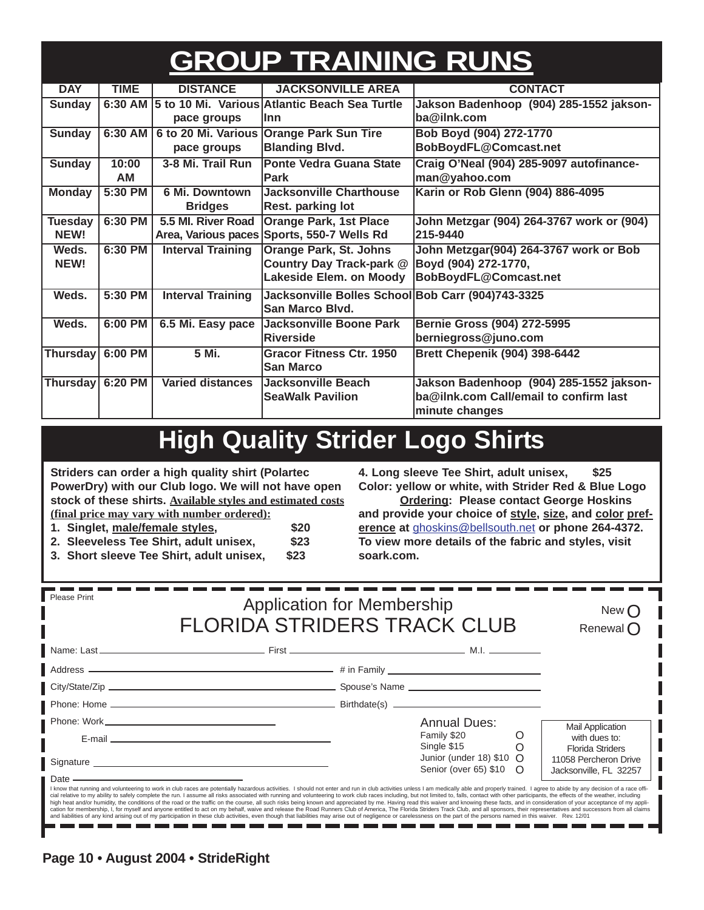# GROUP TRAINING RUNS

| DAY | TIME | DISTANCE | JACKSONVILLE AREA | CONTACT |
|---|---|---|---|---|
| Sunday | 6:30 AM | 5 to 10 Mi. Various pace groups | Atlantic Beach Sea Turtle Inn | Jakson Badenhoop (904) 285-1552 jakson-ba@ilnk.com |
| Sunday | 6:30 AM | 6 to 20 Mi. Various pace groups | Orange Park Sun Tire Blanding Blvd. | Bob Boyd (904) 272-1770 BobBoydFL@Comcast.net |
| Sunday | 10:00 AM | 3-8 Mi. Trail Run | Ponte Vedra Guana State Park | Craig O'Neal (904) 285-9097 autofinance-man@yahoo.com |
| Monday | 5:30 PM | 6 Mi. Downtown Bridges | Jacksonville Charthouse Rest. parking lot | Karin or Rob Glenn (904) 886-4095 |
| Tuesday NEW! | 6:30 PM | 5.5 MI. River Road Area, Various paces | Orange Park, 1st Place Sports, 550-7 Wells Rd | John Metzgar (904) 264-3767 work or (904) 215-9440 |
| Weds. NEW! | 6:30 PM | Interval Training | Orange Park, St. Johns Country Day Track-park @ Lakeside Elem. on Moody | John Metzgar(904) 264-3767 work or Bob Boyd (904) 272-1770, BobBoydFL@Comcast.net |
| Weds. | 5:30 PM | Interval Training | Jacksonville Bolles School San Marco Blvd. | Bob Carr (904)743-3325 |
| Weds. | 6:00 PM | 6.5 Mi. Easy pace | Jacksonville Boone Park Riverside | Bernie Gross (904) 272-5995 berniegross@juno.com |
| Thursday | 6:00 PM | 5 Mi. | Gracor Fitness Ctr. 1950 San Marco | Brett Chepenik (904) 398-6442 |
| Thursday | 6:20 PM | Varied distances | Jacksonville Beach SeaWalk Pavilion | Jakson Badenhoop (904) 285-1552 jakson-ba@ilnk.com Call/email to confirm last minute changes |

# High Quality Strider Logo Shirts

**Striders can order a high quality shirt (Polartec PowerDry) with our Club logo. We will not have open stock of these shirts. Available styles and estimated costs (final price may vary with number ordered):**

1. **Singlet, male/female styles, $20**
2. **Sleeveless Tee Shirt, adult unisex, $23**
3. **Short sleeve Tee Shirt, adult unisex, $23**
4. **Long sleeve Tee Shirt, adult unisex, $25**

**Color: yellow or white, with Strider Red & Blue Logo**

**Ordering: Please contact George Hoskins and provide your choice of style, size, and color preference at ghoskins@bellsouth.net or phone 264-4372. To view more details of the fabric and styles, visit soark.com.**

---

Please Print

## Application for Membership
## FLORIDA STRIDERS TRACK CLUB

New ◯ Renewal ◯

Name: Last ____________ First ____________ M.I. ______

Address ____________ # in Family ____________

City/State/Zip ____________ Spouse's Name ____________

Phone: Home ____________ Birthdate(s) ____________

Phone: Work ____________

E-mail ____________

Signature ____________

Date ____________

Annual Dues:
- Family $20 ◯
- Single $15 ◯
- Junior (under 18) $10 ◯
- Senior (over 65) $10 ◯

Mail Application with dues to:
Florida Striders
11058 Percheron Drive
Jacksonville, FL 32257

I know that running and volunteering to work in club races are potentially hazardous activities. I should not enter and run in club activities unless I am medically able and properly trained. I agree to abide by any decision of a race official relative to my ability to safely complete the run. I assume all risks associated with running and volunteering to work club races including, but not limited to, falls, contact with other participants, the effects of the weather, including high heat and/or humidity, the conditions of the road or the traffic on the course, all such risks being known and appreciated by me. Having read this waiver and knowing these facts, and in consideration of your acceptance of my application for membership, I, for myself and anyone entitled to act on my behalf, waive and release the Road Runners Club of America, The Florida Striders Track Club, and all sponsors, their representatives and successors from all claims and liabilities of any kind arising out of my participation in these club activities, even though that liabilities may arise out of negligence or carelessness on the part of the persons named in this waiver. Rev. 12/01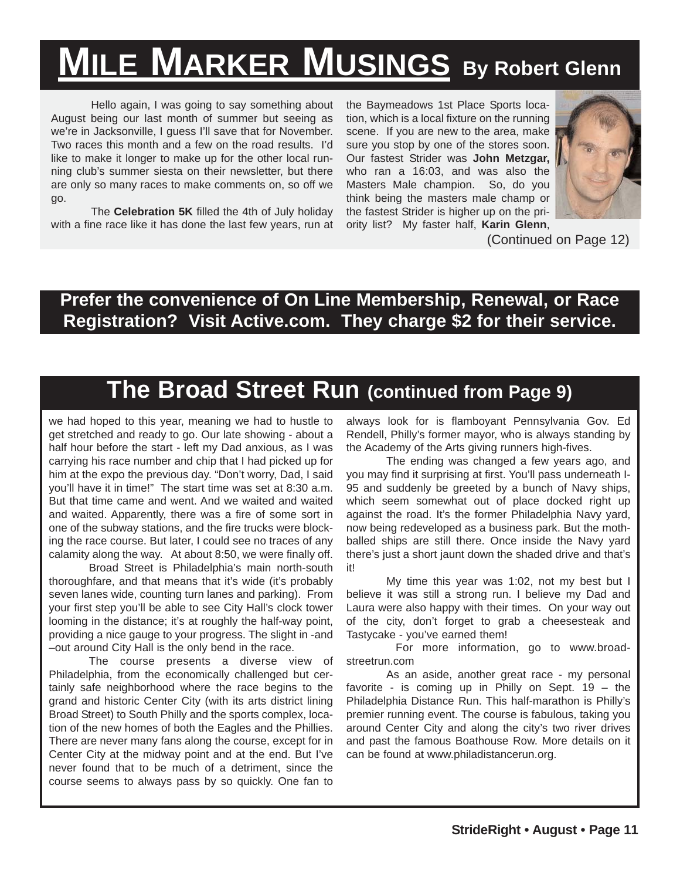# Mile Marker Musings By Robert Glenn

Hello again, I was going to say something about August being our last month of summer but seeing as we're in Jacksonville, I guess I'll save that for November. Two races this month and a few on the road results. I'd like to make it longer to make up for the other local running club's summer siesta on their newsletter, but there are only so many races to make comments on, so off we go.

The **Celebration 5K** filled the 4th of July holiday with a fine race like it has done the last few years, run at the Baymeadows 1st Place Sports location, which is a local fixture on the running scene. If you are new to the area, make sure you stop by one of the stores soon. Our fastest Strider was **John Metzgar,** who ran a 16:03, and was also the Masters Male champion. So, do you think being the masters male champ or the fastest Strider is higher up on the priority list? My faster half, **Karin Glenn**,

(Continued on Page 12)

**Prefer the convenience of On Line Membership, Renewal, or Race Registration? Visit Active.com. They charge $2 for their service.**

# The Broad Street Run (continued from Page 9)

we had hoped to this year, meaning we had to hustle to get stretched and ready to go. Our late showing - about a half hour before the start - left my Dad anxious, as I was carrying his race number and chip that I had picked up for him at the expo the previous day. "Don't worry, Dad, I said you'll have it in time!" The start time was set at 8:30 a.m. But that time came and went. And we waited and waited and waited. Apparently, there was a fire of some sort in one of the subway stations, and the fire trucks were blocking the race course. But later, I could see no traces of any calamity along the way. At about 8:50, we were finally off.

Broad Street is Philadelphia's main north-south thoroughfare, and that means that it's wide (it's probably seven lanes wide, counting turn lanes and parking). From your first step you'll be able to see City Hall's clock tower looming in the distance; it's at roughly the half-way point, providing a nice gauge to your progress. The slight in -and –out around City Hall is the only bend in the race.

The course presents a diverse view of Philadelphia, from the economically challenged but certainly safe neighborhood where the race begins to the grand and historic Center City (with its arts district lining Broad Street) to South Philly and the sports complex, location of the new homes of both the Eagles and the Phillies. There are never many fans along the course, except for in Center City at the midway point and at the end. But I've never found that to be much of a detriment, since the course seems to always pass by so quickly. One fan to always look for is flamboyant Pennsylvania Gov. Ed Rendell, Philly's former mayor, who is always standing by the Academy of the Arts giving runners high-fives.

The ending was changed a few years ago, and you may find it surprising at first. You'll pass underneath I-95 and suddenly be greeted by a bunch of Navy ships, which seem somewhat out of place docked right up against the road. It's the former Philadelphia Navy yard, now being redeveloped as a business park. But the mothballed ships are still there. Once inside the Navy yard there's just a short jaunt down the shaded drive and that's it!

My time this year was 1:02, not my best but I believe it was still a strong run. I believe my Dad and Laura were also happy with their times. On your way out of the city, don't forget to grab a cheesesteak and Tastycake - you've earned them!

For more information, go to www.broadstreetrun.com

As an aside, another great race - my personal favorite - is coming up in Philly on Sept. 19 – the Philadelphia Distance Run. This half-marathon is Philly's premier running event. The course is fabulous, taking you around Center City and along the city's two river drives and past the famous Boathouse Row. More details on it can be found at www.philadistancerun.org.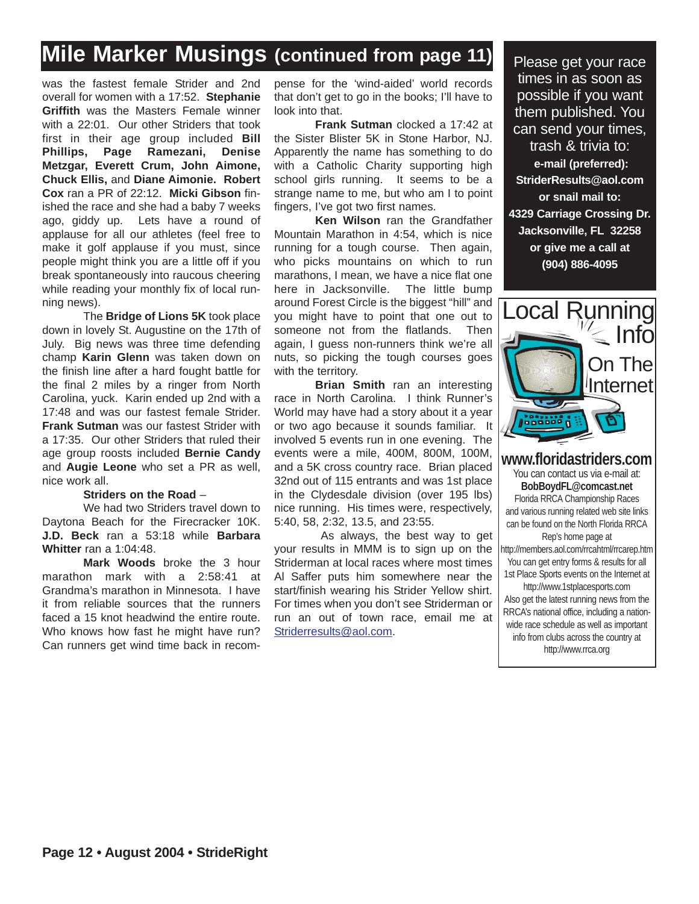# Mile Marker Musings (continued from page 11)

was the fastest female Strider and 2nd overall for women with a 17:52. **Stephanie Griffith** was the Masters Female winner with a 22:01. Our other Striders that took first in their age group included **Bill Phillips, Page Ramezani, Denise Metzgar, Everett Crum, John Aimone, Chuck Ellis,** and **Diane Aimonie. Robert Cox** ran a PR of 22:12. **Micki Gibson** finished the race and she had a baby 7 weeks ago, giddy up. Lets have a round of applause for all our athletes (feel free to make it golf applause if you must, since people might think you are a little off if you break spontaneously into raucous cheering while reading your monthly fix of local running news).

The **Bridge of Lions 5K** took place down in lovely St. Augustine on the 17th of July. Big news was three time defending champ **Karin Glenn** was taken down on the finish line after a hard fought battle for the final 2 miles by a ringer from North Carolina, yuck. Karin ended up 2nd with a 17:48 and was our fastest female Strider. **Frank Sutman** was our fastest Strider with a 17:35. Our other Striders that ruled their age group roosts included **Bernie Candy** and **Augie Leone** who set a PR as well, nice work all.

**Striders on the Road** –

We had two Striders travel down to Daytona Beach for the Firecracker 10K. **J.D. Beck** ran a 53:18 while **Barbara Whitter** ran a 1:04:48.

**Mark Woods** broke the 3 hour marathon mark with a 2:58:41 at Grandma's marathon in Minnesota. I have it from reliable sources that the runners faced a 15 knot headwind the entire route. Who knows how fast he might have run? Can runners get wind time back in recompense for the 'wind-aided' world records that don't get to go in the books; I'll have to look into that.

**Frank Sutman** clocked a 17:42 at the Sister Blister 5K in Stone Harbor, NJ. Apparently the name has something to do with a Catholic Charity supporting high school girls running. It seems to be a strange name to me, but who am I to point fingers, I've got two first names.

**Ken Wilson** ran the Grandfather Mountain Marathon in 4:54, which is nice running for a tough course. Then again, who picks mountains on which to run marathons, I mean, we have a nice flat one here in Jacksonville. The little bump around Forest Circle is the biggest "hill" and you might have to point that one out to someone not from the flatlands. Then again, I guess non-runners think we're all nuts, so picking the tough courses goes with the territory.

**Brian Smith** ran an interesting race in North Carolina. I think Runner's World may have had a story about it a year or two ago because it sounds familiar. It involved 5 events run in one evening. The events were a mile, 400M, 800M, 100M, and a 5K cross country race. Brian placed 32nd out of 115 entrants and was 1st place in the Clydesdale division (over 195 lbs) nice running. His times were, respectively, 5:40, 58, 2:32, 13.5, and 23:55.

As always, the best way to get your results in MMM is to sign up on the Striderman at local races where most times Al Saffer puts him somewhere near the start/finish wearing his Strider Yellow shirt. For times when you don't see Striderman or run an out of town race, email me at Striderresults@aol.com.

---

Please get your race times in as soon as possible if you want them published. You can send your times, trash & trivia to:

**e-mail (preferred):**
**StriderResults@aol.com**
**or snail mail to:**
**4329 Carriage Crossing Dr.**
**Jacksonville, FL 32258**
**or give me a call at**
**(904) 886-4095**

---

## Local Running Info On The Internet

**www.floridastriders.com**

You can contact us via e-mail at:
**BobBoydFL@comcast.net**

Florida RRCA Championship Races and various running related web site links can be found on the North Florida RRCA Rep's home page at http://members.aol.com/rrcahtml/rrcarep.htm

You can get entry forms & results for all 1st Place Sports events on the Internet at http://www.1stplacesports.com

Also get the latest running news from the RRCA's national office, including a nationwide race schedule as well as important info from clubs across the country at http://www.rrca.org